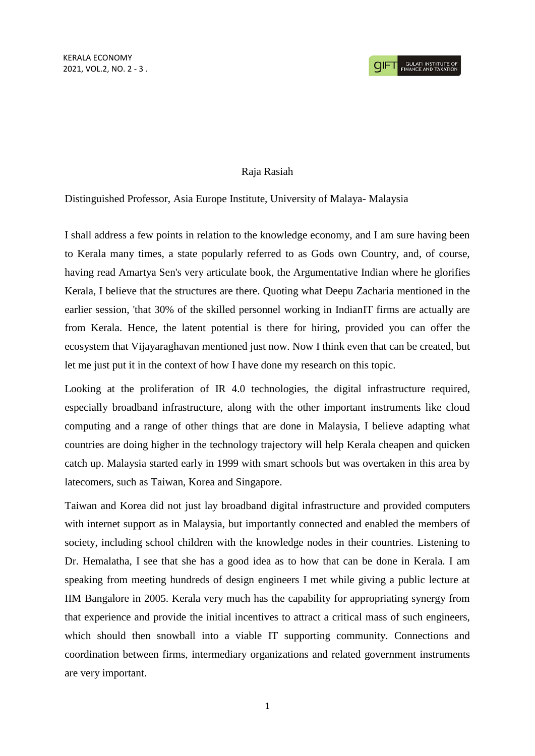Raja Rasiah

Distinguished Professor, Asia Europe Institute, University of Malaya- Malaysia

I shall address a few points in relation to the knowledge economy, and I am sure having been to Kerala many times, a state popularly referred to as Gods own Country, and, of course, having read Amartya Sen's very articulate book, the Argumentative Indian where he glorifies Kerala, I believe that the structures are there. Quoting what Deepu Zacharia mentioned in the earlier session, 'that 30% of the skilled personnel working in IndianIT firms are actually are from Kerala. Hence, the latent potential is there for hiring, provided you can offer the ecosystem that Vijayaraghavan mentioned just now. Now I think even that can be created, but let me just put it in the context of how I have done my research on this topic.

Looking at the proliferation of IR 4.0 technologies, the digital infrastructure required, especially broadband infrastructure, along with the other important instruments like cloud computing and a range of other things that are done in Malaysia, I believe adapting what countries are doing higher in the technology trajectory will help Kerala cheapen and quicken catch up. Malaysia started early in 1999 with smart schools but was overtaken in this area by latecomers, such as Taiwan, Korea and Singapore.

Taiwan and Korea did not just lay broadband digital infrastructure and provided computers with internet support as in Malaysia, but importantly connected and enabled the members of society, including school children with the knowledge nodes in their countries. Listening to Dr. Hemalatha, I see that she has a good idea as to how that can be done in Kerala. I am speaking from meeting hundreds of design engineers I met while giving a public lecture at IIM Bangalore in 2005. Kerala very much has the capability for appropriating synergy from that experience and provide the initial incentives to attract a critical mass of such engineers, which should then snowball into a viable IT supporting community. Connections and coordination between firms, intermediary organizations and related government instruments are very important.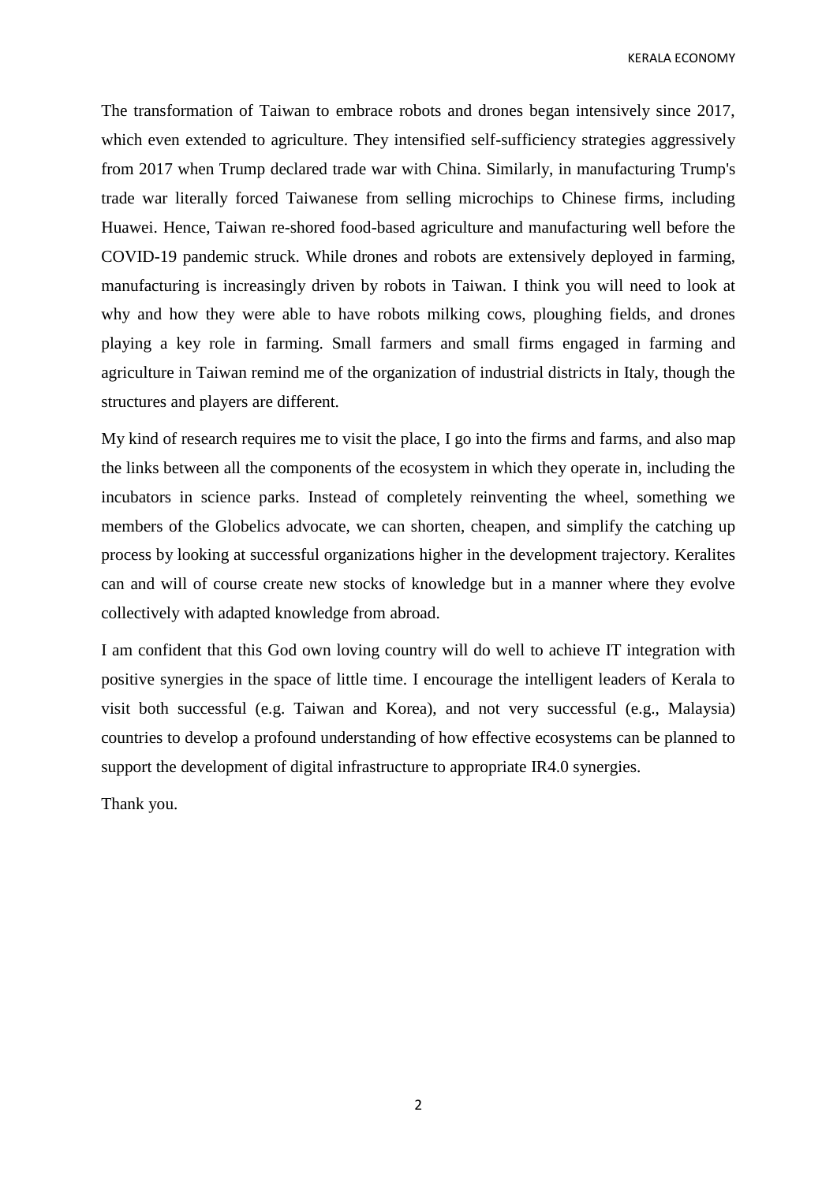The transformation of Taiwan to embrace robots and drones began intensively since 2017, which even extended to agriculture. They intensified self-sufficiency strategies aggressively from 2017 when Trump declared trade war with China. Similarly, in manufacturing Trump's trade war literally forced Taiwanese from selling microchips to Chinese firms, including Huawei. Hence, Taiwan re-shored food-based agriculture and manufacturing well before the COVID-19 pandemic struck. While drones and robots are extensively deployed in farming, manufacturing is increasingly driven by robots in Taiwan. I think you will need to look at why and how they were able to have robots milking cows, ploughing fields, and drones playing a key role in farming. Small farmers and small firms engaged in farming and agriculture in Taiwan remind me of the organization of industrial districts in Italy, though the structures and players are different.

My kind of research requires me to visit the place, I go into the firms and farms, and also map the links between all the components of the ecosystem in which they operate in, including the incubators in science parks. Instead of completely reinventing the wheel, something we members of the Globelics advocate, we can shorten, cheapen, and simplify the catching up process by looking at successful organizations higher in the development trajectory. Keralites can and will of course create new stocks of knowledge but in a manner where they evolve collectively with adapted knowledge from abroad.

I am confident that this God own loving country will do well to achieve IT integration with positive synergies in the space of little time. I encourage the intelligent leaders of Kerala to visit both successful (e.g. Taiwan and Korea), and not very successful (e.g., Malaysia) countries to develop a profound understanding of how effective ecosystems can be planned to support the development of digital infrastructure to appropriate IR4.0 synergies.

Thank you.